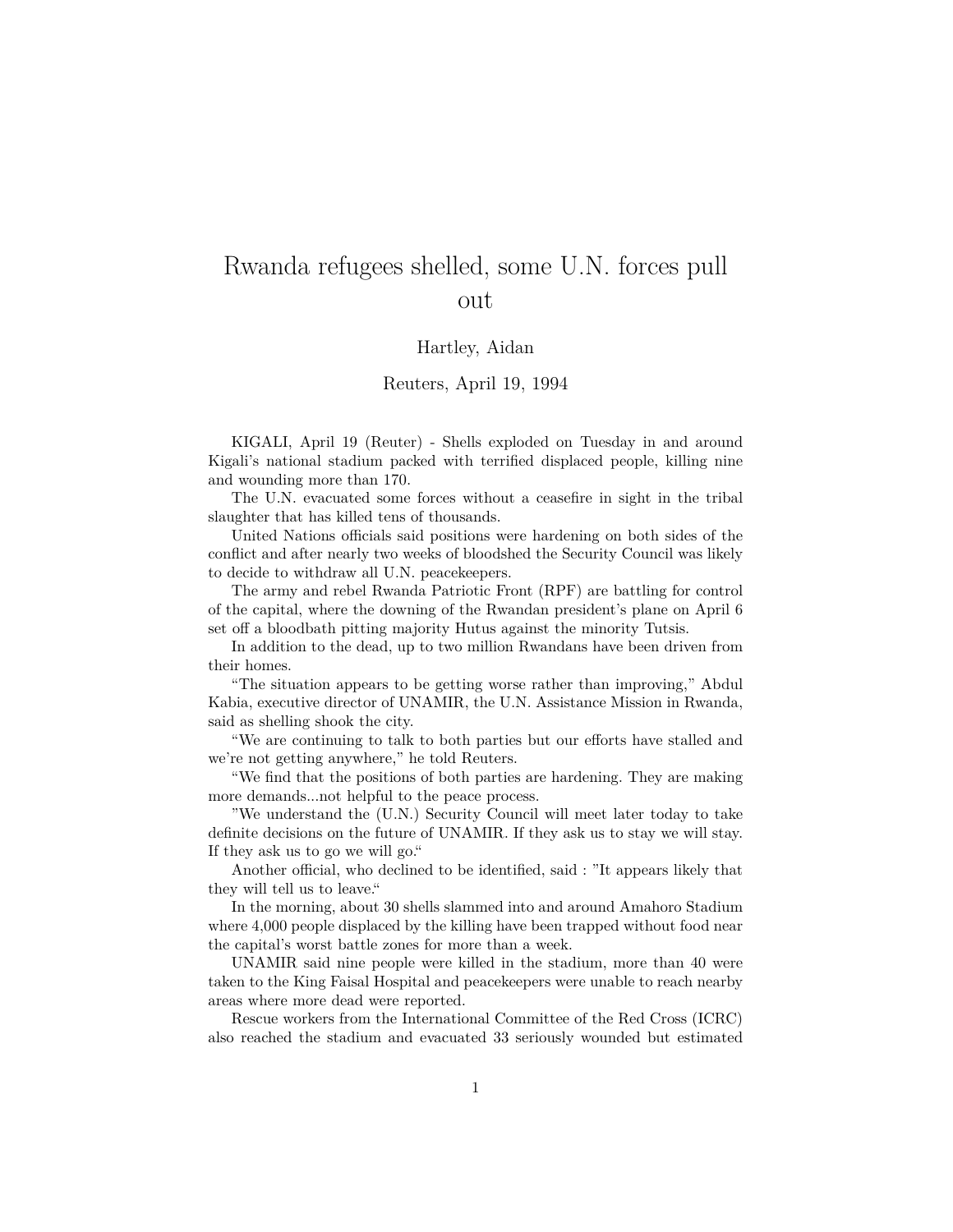# Rwanda refugees shelled, some U.N. forces pull out

Hartley, Aidan

Reuters, April 19, 1994

KIGALI, April 19 (Reuter) - Shells exploded on Tuesday in and around Kigali's national stadium packed with terrified displaced people, killing nine and wounding more than 170.

The U.N. evacuated some forces without a ceasefire in sight in the tribal slaughter that has killed tens of thousands.

United Nations officials said positions were hardening on both sides of the conflict and after nearly two weeks of bloodshed the Security Council was likely to decide to withdraw all U.N. peacekeepers.

The army and rebel Rwanda Patriotic Front (RPF) are battling for control of the capital, where the downing of the Rwandan president's plane on April 6 set off a bloodbath pitting majority Hutus against the minority Tutsis.

In addition to the dead, up to two million Rwandans have been driven from their homes.

"The situation appears to be getting worse rather than improving," Abdul Kabia, executive director of UNAMIR, the U.N. Assistance Mission in Rwanda, said as shelling shook the city.

"We are continuing to talk to both parties but our efforts have stalled and we're not getting anywhere," he told Reuters.

"We find that the positions of both parties are hardening. They are making more demands...not helpful to the peace process.

"We understand the (U.N.) Security Council will meet later today to take definite decisions on the future of UNAMIR. If they ask us to stay we will stay. If they ask us to go we will go."

Another official, who declined to be identified, said : "It appears likely that they will tell us to leave."

In the morning, about 30 shells slammed into and around Amahoro Stadium where 4,000 people displaced by the killing have been trapped without food near the capital's worst battle zones for more than a week.

UNAMIR said nine people were killed in the stadium, more than 40 were taken to the King Faisal Hospital and peacekeepers were unable to reach nearby areas where more dead were reported.

Rescue workers from the International Committee of the Red Cross (ICRC) also reached the stadium and evacuated 33 seriously wounded but estimated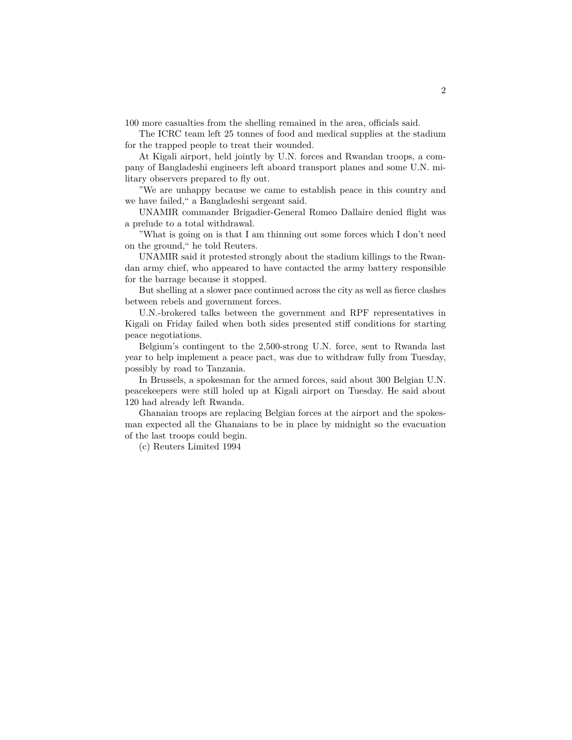100 more casualties from the shelling remained in the area, officials said.

The ICRC team left 25 tonnes of food and medical supplies at the stadium for the trapped people to treat their wounded.

At Kigali airport, held jointly by U.N. forces and Rwandan troops, a company of Bangladeshi engineers left aboard transport planes and some U.N. military observers prepared to fly out.

"We are unhappy because we came to establish peace in this country and we have failed," a Bangladeshi sergeant said.

UNAMIR commander Brigadier-General Romeo Dallaire denied flight was a prelude to a total withdrawal.

"What is going on is that I am thinning out some forces which I don't need on the ground," he told Reuters.

UNAMIR said it protested strongly about the stadium killings to the Rwandan army chief, who appeared to have contacted the army battery responsible for the barrage because it stopped.

But shelling at a slower pace continued across the city as well as fierce clashes between rebels and government forces.

U.N.-brokered talks between the government and RPF representatives in Kigali on Friday failed when both sides presented stiff conditions for starting peace negotiations.

Belgium's contingent to the 2,500-strong U.N. force, sent to Rwanda last year to help implement a peace pact, was due to withdraw fully from Tuesday, possibly by road to Tanzania.

In Brussels, a spokesman for the armed forces, said about 300 Belgian U.N. peacekeepers were still holed up at Kigali airport on Tuesday. He said about 120 had already left Rwanda.

Ghanaian troops are replacing Belgian forces at the airport and the spokesman expected all the Ghanaians to be in place by midnight so the evacuation of the last troops could begin.

(c) Reuters Limited 1994